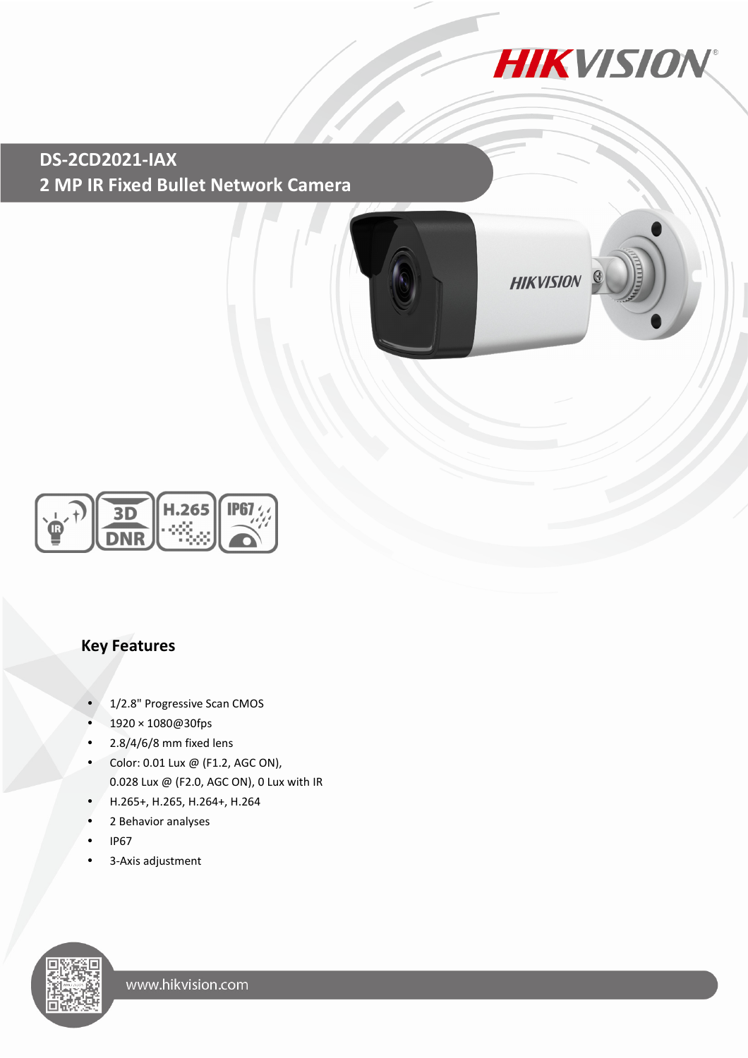# DS-2CD2021-IAX

## 2 MP IR Fixed Bullet Network Camera

### Key Features

- 1/2.8" Progressive Scan CMOS
- 1920 × 1080@30fps
- 2.8/4/6/8 mm fixed lens
- Color: 0.01 Lux @ (F1.2, AGC ON), 0.028 Lux @ (F2.0, AGC ON), 0 Lux with IR
- H.265+, H.265, H.264+, H.264
- 2 Behavior analyses
- IP67
- 3-Axis adjustment

www.hikvision.com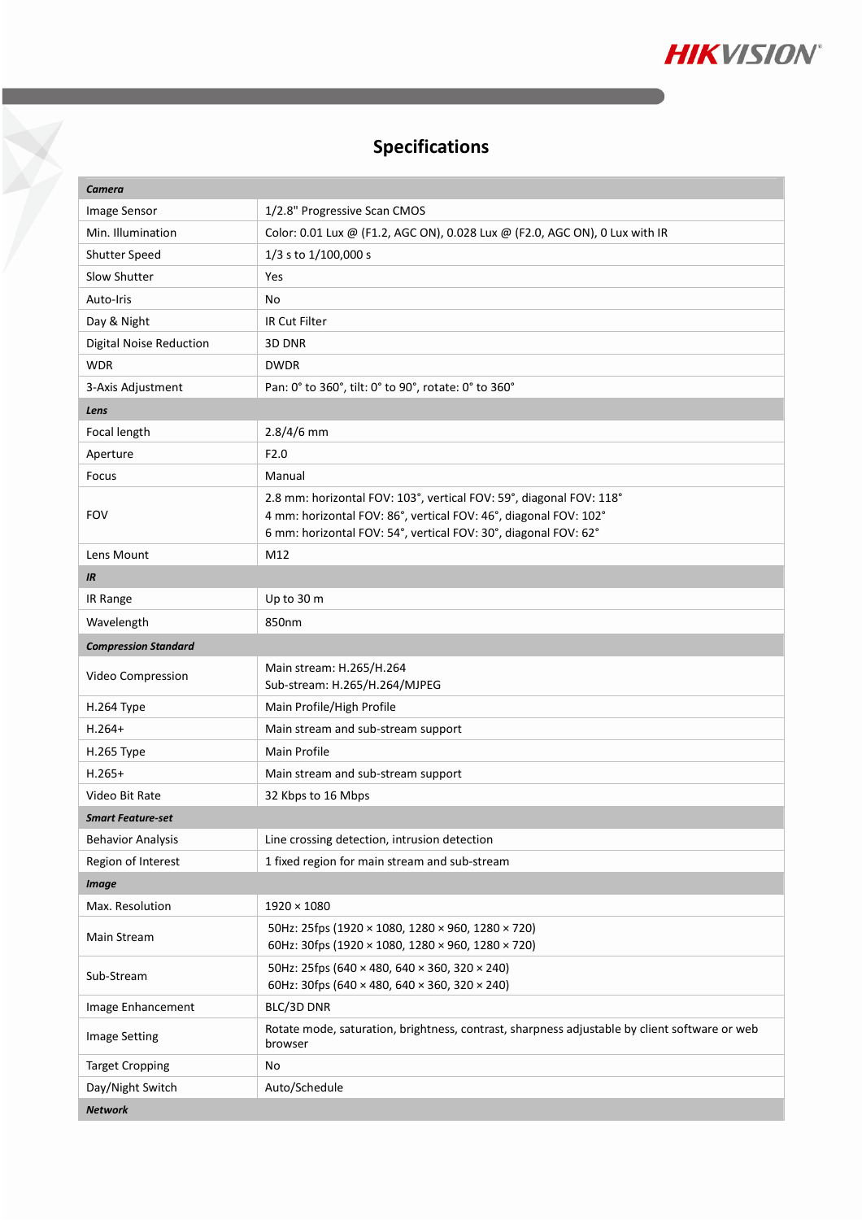## Specifications

| ***Camera*** | |
|---|---|
| Image Sensor | 1/2.8" Progressive Scan CMOS |
| Min. Illumination | Color: 0.01 Lux @ (F1.2, AGC ON), 0.028 Lux @ (F2.0, AGC ON), 0 Lux with IR |
| Shutter Speed | 1/3 s to 1/100,000 s |
| Slow Shutter | Yes |
| Auto-Iris | No |
| Day & Night | IR Cut Filter |
| Digital Noise Reduction | 3D DNR |
| WDR | DWDR |
| 3-Axis Adjustment | Pan: 0° to 360°, tilt: 0° to 90°, rotate: 0° to 360° |
| ***Lens*** | |
| Focal length | 2.8/4/6 mm |
| Aperture | F2.0 |
| Focus | Manual |
| FOV | 2.8 mm: horizontal FOV: 103°, vertical FOV: 59°, diagonal FOV: 118°<br>4 mm: horizontal FOV: 86°, vertical FOV: 46°, diagonal FOV: 102°<br>6 mm: horizontal FOV: 54°, vertical FOV: 30°, diagonal FOV: 62° |
| Lens Mount | M12 |
| ***IR*** | |
| IR Range | Up to 30 m |
| Wavelength | 850nm |
| ***Compression Standard*** | |
| Video Compression | Main stream: H.265/H.264<br>Sub-stream: H.265/H.264/MJPEG |
| H.264 Type | Main Profile/High Profile |
| H.264+ | Main stream and sub-stream support |
| H.265 Type | Main Profile |
| H.265+ | Main stream and sub-stream support |
| Video Bit Rate | 32 Kbps to 16 Mbps |
| ***Smart Feature-set*** | |
| Behavior Analysis | Line crossing detection, intrusion detection |
| Region of Interest | 1 fixed region for main stream and sub-stream |
| ***Image*** | |
| Max. Resolution | 1920 × 1080 |
| Main Stream | 50Hz: 25fps (1920 × 1080, 1280 × 960, 1280 × 720)<br>60Hz: 30fps (1920 × 1080, 1280 × 960, 1280 × 720) |
| Sub-Stream | 50Hz: 25fps (640 × 480, 640 × 360, 320 × 240)<br>60Hz: 30fps (640 × 480, 640 × 360, 320 × 240) |
| Image Enhancement | BLC/3D DNR |
| Image Setting | Rotate mode, saturation, brightness, contrast, sharpness adjustable by client software or web browser |
| Target Cropping | No |
| Day/Night Switch | Auto/Schedule |
| ***Network*** | |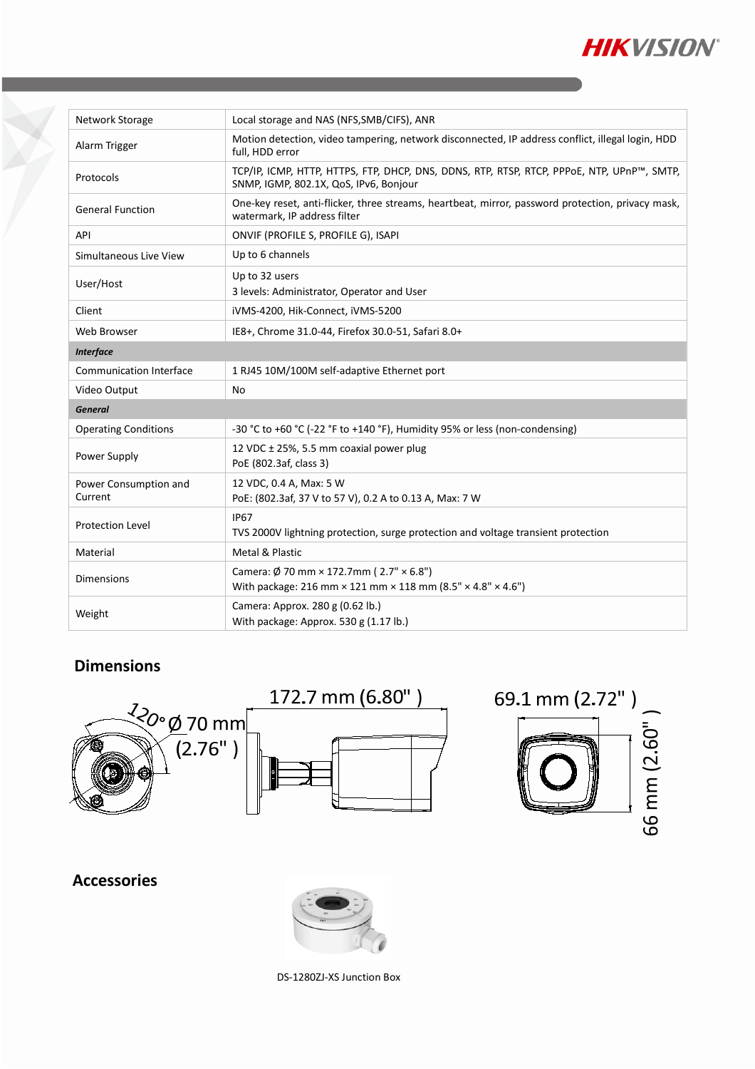| | |
|---|---|
| Network Storage | Local storage and NAS (NFS,SMB/CIFS), ANR |
| Alarm Trigger | Motion detection, video tampering, network disconnected, IP address conflict, illegal login, HDD full, HDD error |
| Protocols | TCP/IP, ICMP, HTTP, HTTPS, FTP, DHCP, DNS, DDNS, RTP, RTSP, RTCP, PPPoE, NTP, UPnP™, SMTP, SNMP, IGMP, 802.1X, QoS, IPv6, Bonjour |
| General Function | One-key reset, anti-flicker, three streams, heartbeat, mirror, password protection, privacy mask, watermark, IP address filter |
| API | ONVIF (PROFILE S, PROFILE G), ISAPI |
| Simultaneous Live View | Up to 6 channels |
| User/Host | Up to 32 users<br>3 levels: Administrator, Operator and User |
| Client | iVMS-4200, Hik-Connect, iVMS-5200 |
| Web Browser | IE8+, Chrome 31.0-44, Firefox 30.0-51, Safari 8.0+ |
| ***Interface*** | |
| Communication Interface | 1 RJ45 10M/100M self-adaptive Ethernet port |
| Video Output | No |
| ***General*** | |
| Operating Conditions | -30 °C to +60 °C (-22 °F to +140 °F), Humidity 95% or less (non-condensing) |
| Power Supply | 12 VDC ± 25%, 5.5 mm coaxial power plug<br>PoE (802.3af, class 3) |
| Power Consumption and Current | 12 VDC, 0.4 A, Max: 5 W<br>PoE: (802.3af, 37 V to 57 V), 0.2 A to 0.13 A, Max: 7 W |
| Protection Level | IP67<br>TVS 2000V lightning protection, surge protection and voltage transient protection |
| Material | Metal & Plastic |
| Dimensions | Camera: Ø 70 mm × 172.7mm ( 2.7" × 6.8")<br>With package: 216 mm × 121 mm × 118 mm (8.5" × 4.8" × 4.6") |
| Weight | Camera: Approx. 280 g (0.62 lb.)<br>With package: Approx. 530 g (1.17 lb.) |

## Dimensions

120°
Ø 70 mm (2.76" )
172.7 mm (6.80" )
69.1 mm (2.72" )
66 mm (2.60" )

## Accessories

DS-1280ZJ-XS Junction Box